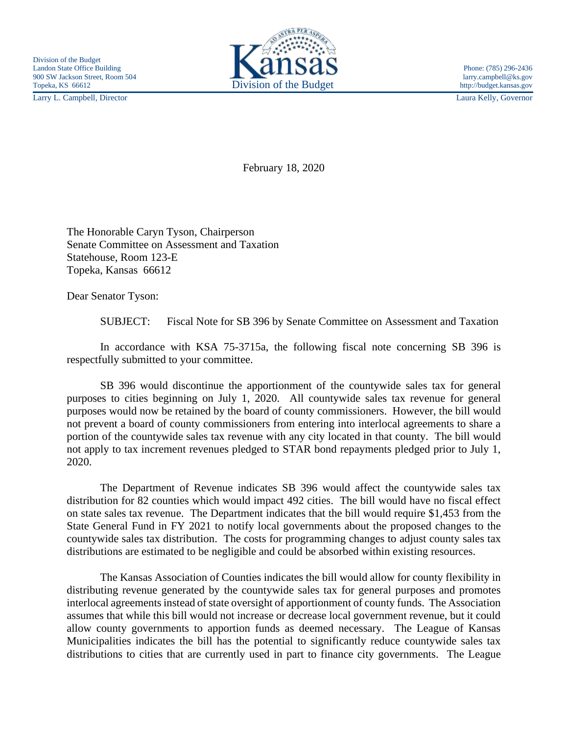Division of the Budget
Landon State Office Building
900 SW Jackson Street, Room 504
Topeka, KS 66612
Larry L. Campbell, Director

Kansas
Division of the Budget

Phone: (785) 296-2436
larry.campbell@ks.gov
http://budget.kansas.gov
Laura Kelly, Governor

February 18, 2020

The Honorable Caryn Tyson, Chairperson
Senate Committee on Assessment and Taxation
Statehouse, Room 123-E
Topeka, Kansas 66612

Dear Senator Tyson:

SUBJECT: Fiscal Note for SB 396 by Senate Committee on Assessment and Taxation

In accordance with KSA 75-3715a, the following fiscal note concerning SB 396 is respectfully submitted to your committee.

SB 396 would discontinue the apportionment of the countywide sales tax for general purposes to cities beginning on July 1, 2020. All countywide sales tax revenue for general purposes would now be retained by the board of county commissioners. However, the bill would not prevent a board of county commissioners from entering into interlocal agreements to share a portion of the countywide sales tax revenue with any city located in that county. The bill would not apply to tax increment revenues pledged to STAR bond repayments pledged prior to July 1, 2020.

The Department of Revenue indicates SB 396 would affect the countywide sales tax distribution for 82 counties which would impact 492 cities. The bill would have no fiscal effect on state sales tax revenue. The Department indicates that the bill would require $1,453 from the State General Fund in FY 2021 to notify local governments about the proposed changes to the countywide sales tax distribution. The costs for programming changes to adjust county sales tax distributions are estimated to be negligible and could be absorbed within existing resources.

The Kansas Association of Counties indicates the bill would allow for county flexibility in distributing revenue generated by the countywide sales tax for general purposes and promotes interlocal agreements instead of state oversight of apportionment of county funds. The Association assumes that while this bill would not increase or decrease local government revenue, but it could allow county governments to apportion funds as deemed necessary. The League of Kansas Municipalities indicates the bill has the potential to significantly reduce countywide sales tax distributions to cities that are currently used in part to finance city governments. The League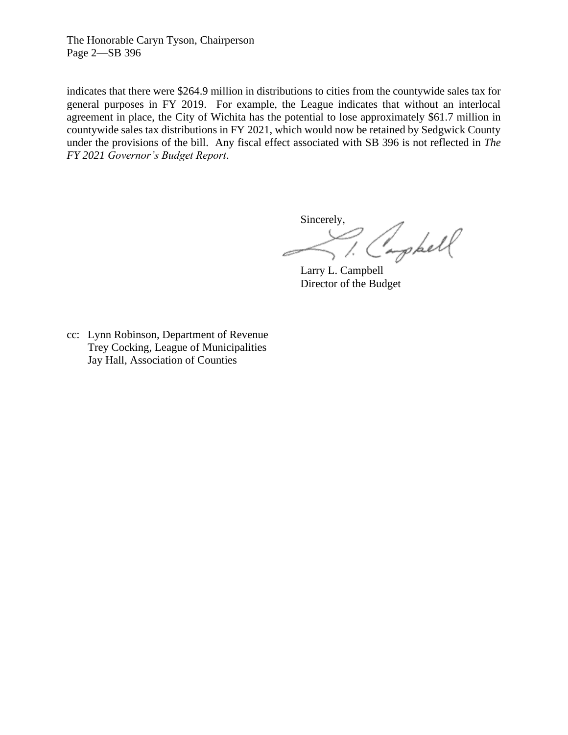indicates that there were $264.9 million in distributions to cities from the countywide sales tax for general purposes in FY 2019. For example, the League indicates that without an interlocal agreement in place, the City of Wichita has the potential to lose approximately $61.7 million in countywide sales tax distributions in FY 2021, which would now be retained by Sedgwick County under the provisions of the bill. Any fiscal effect associated with SB 396 is not reflected in *The FY 2021 Governor's Budget Report*.

Sincerely,

Larry L. Campbell
Director of the Budget

cc: Lynn Robinson, Department of Revenue
Trey Cocking, League of Municipalities
Jay Hall, Association of Counties